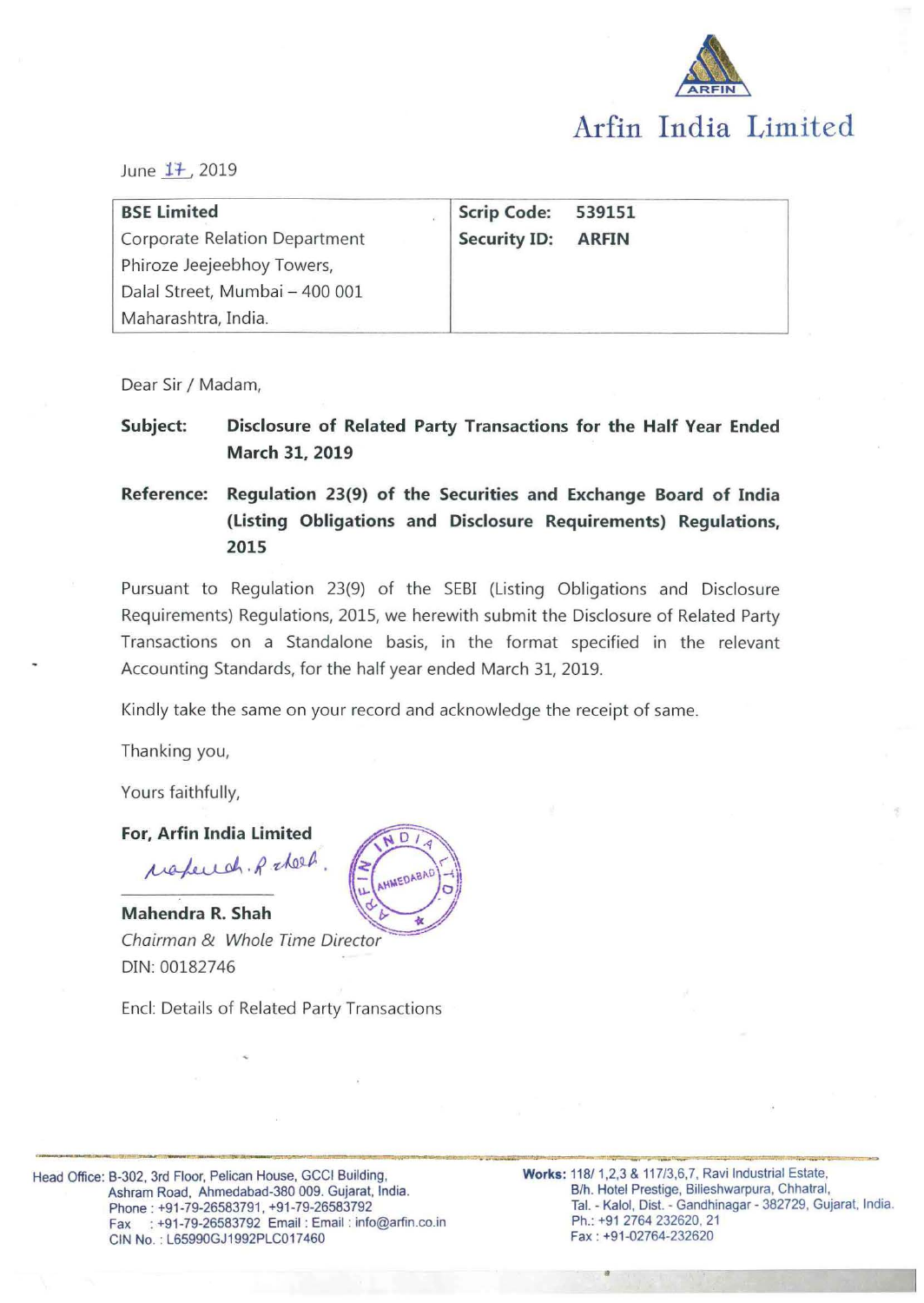# Arfin India Limited

June 17, 2019

| BSE Limited | Scrip Code: 539151 |
|---|---|
| Corporate Relation Department<br>Phiroze Jeejeebhoy Towers,<br>Dalal Street, Mumbai – 400 001<br>Maharashtra, India. | Security ID: ARFIN |

Dear Sir / Madam,

**Subject:** **Disclosure of Related Party Transactions for the Half Year Ended March 31, 2019**

**Reference:** **Regulation 23(9) of the Securities and Exchange Board of India (Listing Obligations and Disclosure Requirements) Regulations, 2015**

Pursuant to Regulation 23(9) of the SEBI (Listing Obligations and Disclosure Requirements) Regulations, 2015, we herewith submit the Disclosure of Related Party Transactions on a Standalone basis, in the format specified in the relevant Accounting Standards, for the half year ended March 31, 2019.

Kindly take the same on your record and acknowledge the receipt of same.

Thanking you,

Yours faithfully,

**For, Arfin India Limited**

**Mahendra R. Shah**
*Chairman & Whole Time Director*
DIN: 00182746

Encl: Details of Related Party Transactions

Head Office: B-302, 3rd Floor, Pelican House, GCCI Building, Ashram Road, Ahmedabad-380 009. Gujarat, India.
Phone : +91-79-26583791, +91-79-26583792
Fax : +91-79-26583792 Email : info@arfin.co.in
CIN No. : L65990GJ1992PLC017460

Works: 118/ 1,2,3 & 117/3,6,7, Ravi Industrial Estate, B/h. Hotel Prestige, Bilieshwarpura, Chhatral, Tal. - Kalol, Dist. - Gandhinagar - 382729, Gujarat, India.
Ph.: +91 2764 232620, 21
Fax : +91-02764-232620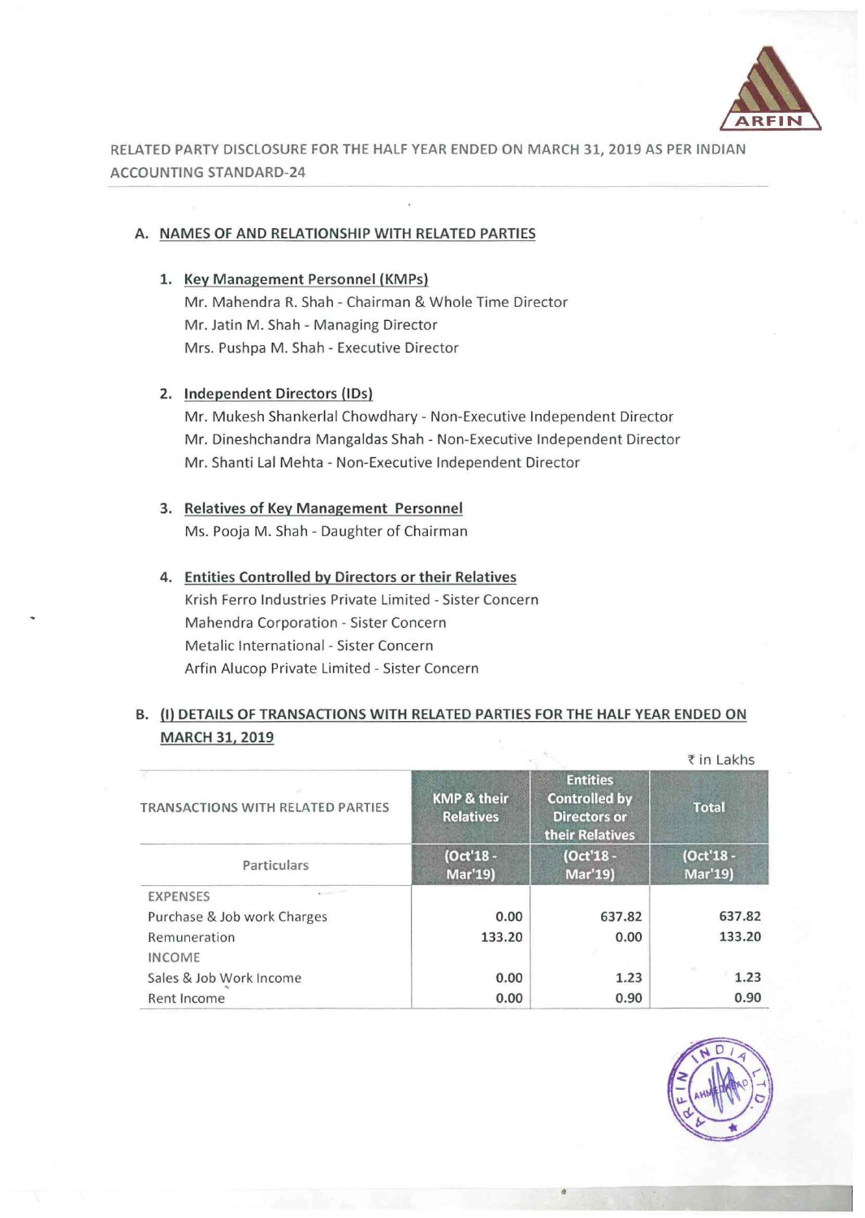RELATED PARTY DISCLOSURE FOR THE HALF YEAR ENDED ON MARCH 31, 2019 AS PER INDIAN ACCOUNTING STANDARD-24

## A. NAMES OF AND RELATIONSHIP WITH RELATED PARTIES

1. **Key Management Personnel (KMPs)**
   Mr. Mahendra R. Shah - Chairman & Whole Time Director
   Mr. Jatin M. Shah - Managing Director
   Mrs. Pushpa M. Shah - Executive Director

2. **Independent Directors (IDs)**
   Mr. Mukesh Shankerlal Chowdhary - Non-Executive Independent Director
   Mr. Dineshchandra Mangaldas Shah - Non-Executive Independent Director
   Mr. Shanti Lal Mehta - Non-Executive Independent Director

3. **Relatives of Key Management Personnel**
   Ms. Pooja M. Shah - Daughter of Chairman

4. **Entities Controlled by Directors or their Relatives**
   Krish Ferro Industries Private Limited - Sister Concern
   Mahendra Corporation - Sister Concern
   Metalic International - Sister Concern
   Arfin Alucop Private Limited - Sister Concern

## B. (I) DETAILS OF TRANSACTIONS WITH RELATED PARTIES FOR THE HALF YEAR ENDED ON MARCH 31, 2019

₹ in Lakhs

| TRANSACTIONS WITH RELATED PARTIES | KMP & their Relatives | Entities Controlled by Directors or their Relatives | Total |
|---|---|---|---|
| Particulars | (Oct'18 - Mar'19) | (Oct'18 - Mar'19) | (Oct'18 - Mar'19) |
| EXPENSES | | | |
| Purchase & Job work Charges | 0.00 | 637.82 | 637.82 |
| Remuneration | 133.20 | 0.00 | 133.20 |
| INCOME | | | |
| Sales & Job Work Income | 0.00 | 1.23 | 1.23 |
| Rent Income | 0.00 | 0.90 | 0.90 |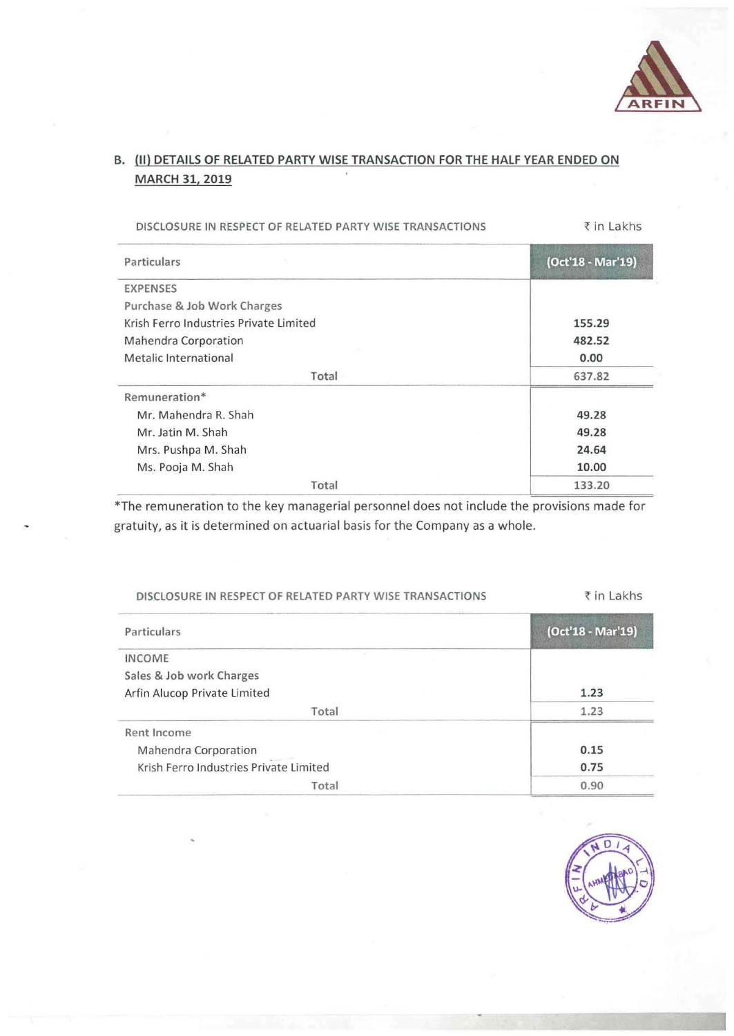## B. (II) DETAILS OF RELATED PARTY WISE TRANSACTION FOR THE HALF YEAR ENDED ON MARCH 31, 2019

DISCLOSURE IN RESPECT OF RELATED PARTY WISE TRANSACTIONS ₹ in Lakhs

| Particulars | (Oct'18 - Mar'19) |
|---|---|
| EXPENSES | |
| Purchase & Job Work Charges | |
| Krish Ferro Industries Private Limited | 155.29 |
| Mahendra Corporation | 482.52 |
| Metalic International | 0.00 |
| Total | 637.82 |
| Remuneration* | |
| Mr. Mahendra R. Shah | 49.28 |
| Mr. Jatin M. Shah | 49.28 |
| Mrs. Pushpa M. Shah | 24.64 |
| Ms. Pooja M. Shah | 10.00 |
| Total | 133.20 |

*The remuneration to the key managerial personnel does not include the provisions made for gratuity, as it is determined on actuarial basis for the Company as a whole.

DISCLOSURE IN RESPECT OF RELATED PARTY WISE TRANSACTIONS ₹ in Lakhs

| Particulars | (Oct'18 - Mar'19) |
|---|---|
| INCOME | |
| Sales & Job work Charges | |
| Arfin Alucop Private Limited | 1.23 |
| Total | 1.23 |
| Rent Income | |
| Mahendra Corporation | 0.15 |
| Krish Ferro Industries Private Limited | 0.75 |
| Total | 0.90 |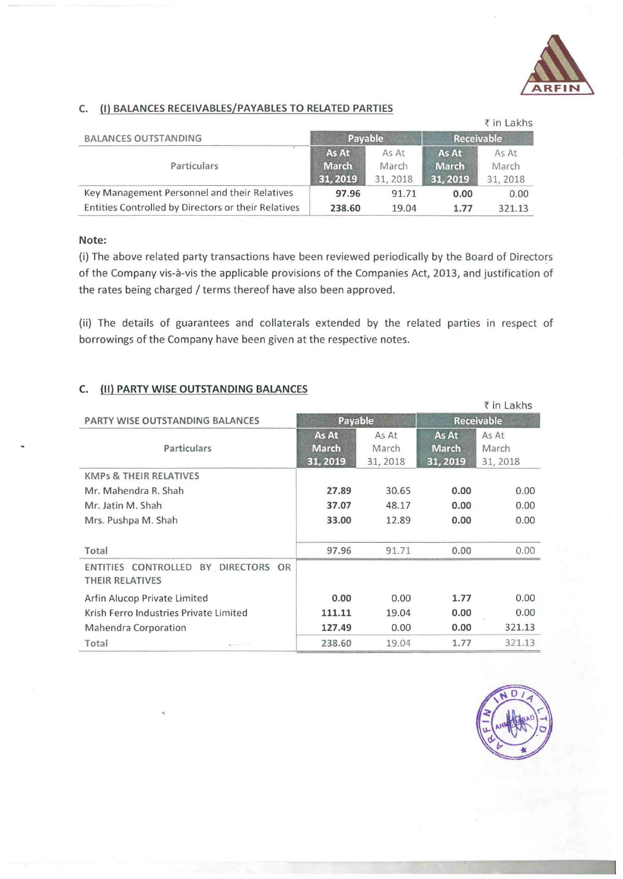## C. (I) BALANCES RECEIVABLES/PAYABLES TO RELATED PARTIES

₹ in Lakhs

| BALANCES OUTSTANDING | Payable | | Receivable | |
|---|---|---|---|---|
| Particulars | **As At March 31, 2019** | As At March 31, 2018 | **As At March 31, 2019** | As At March 31, 2018 |
| Key Management Personnel and their Relatives | **97.96** | 91.71 | **0.00** | 0.00 |
| Entities Controlled by Directors or their Relatives | **238.60** | 19.04 | **1.77** | 321.13 |

**Note:**

(i) The above related party transactions have been reviewed periodically by the Board of Directors of the Company vis-à-vis the applicable provisions of the Companies Act, 2013, and justification of the rates being charged / terms thereof have also been approved.

(ii) The details of guarantees and collaterals extended by the related parties in respect of borrowings of the Company have been given at the respective notes.

## C. (II) PARTY WISE OUTSTANDING BALANCES

₹ in Lakhs

| PARTY WISE OUTSTANDING BALANCES | Payable | | Receivable | |
|---|---|---|---|---|
| Particulars | **As At March 31, 2019** | As At March 31, 2018 | **As At March 31, 2019** | As At March 31, 2018 |
| KMPs & THEIR RELATIVES | | | | |
| Mr. Mahendra R. Shah | **27.89** | 30.65 | **0.00** | 0.00 |
| Mr. Jatin M. Shah | **37.07** | 48.17 | **0.00** | 0.00 |
| Mrs. Pushpa M. Shah | **33.00** | 12.89 | **0.00** | 0.00 |
| Total | 97.96 | 91.71 | 0.00 | 0.00 |
| ENTITIES CONTROLLED BY DIRECTORS OR THEIR RELATIVES | | | | |
| Arfin Alucop Private Limited | **0.00** | 0.00 | **1.77** | 0.00 |
| Krish Ferro Industries Private Limited | **111.11** | 19.04 | **0.00** | 0.00 |
| Mahendra Corporation | **127.49** | 0.00 | **0.00** | 321.13 |
| Total | 238.60 | 19.04 | 1.77 | 321.13 |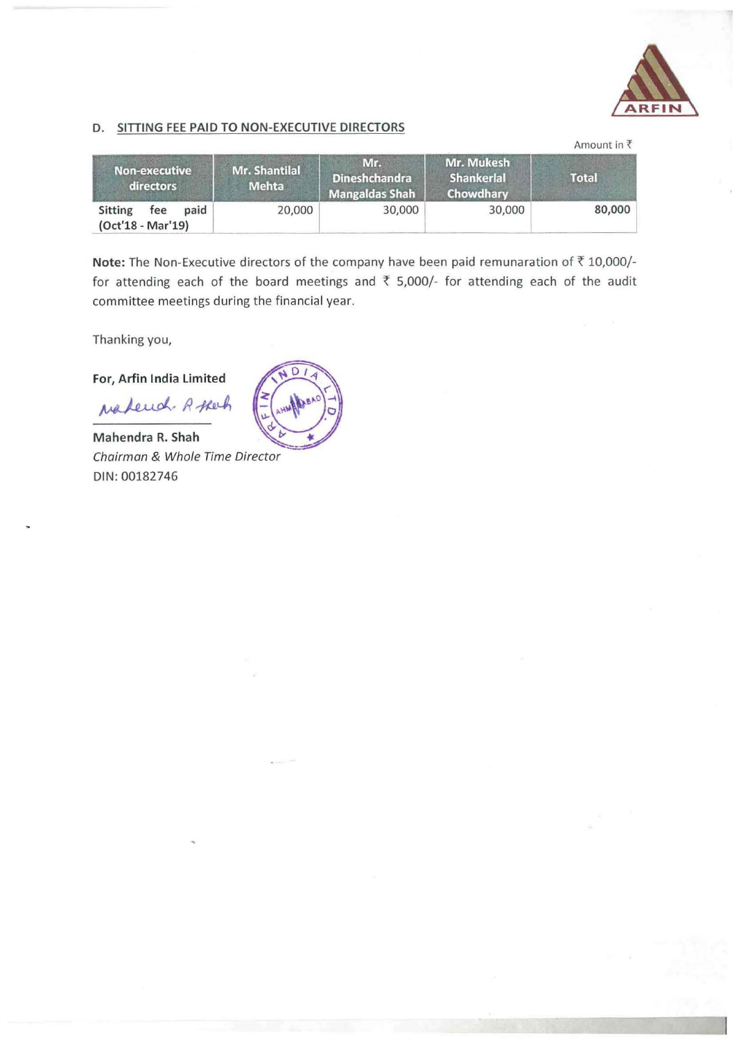## D. SITTING FEE PAID TO NON-EXECUTIVE DIRECTORS

Amount in ₹

| Non-executive directors | Mr. Shantilal Mehta | Mr. Dineshchandra Mangaldas Shah | Mr. Mukesh Shankerlal Chowdhary | Total |
|---|---|---|---|---|
| Sitting fee paid (Oct'18 - Mar'19) | 20,000 | 30,000 | 30,000 | **80,000** |

**Note:** The Non-Executive directors of the company have been paid remunaration of ₹ 10,000/- for attending each of the board meetings and ₹ 5,000/- for attending each of the audit committee meetings during the financial year.

Thanking you,

**For, Arfin India Limited**

**Mahendra R. Shah**
*Chairman & Whole Time Director*
DIN: 00182746